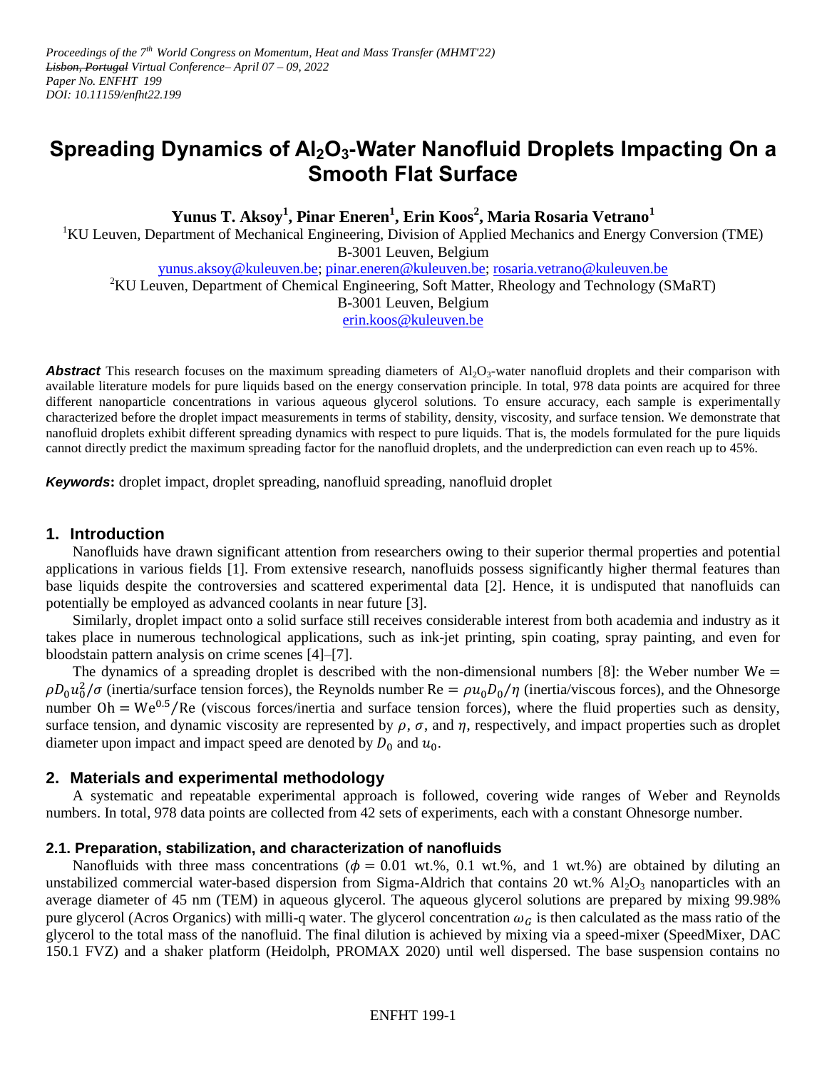*Proceedings of the 7th World Congress on Momentum, Heat and Mass Transfer (MHMT'22)*
*~~Lisbon, Portugal~~ Virtual Conference– April 07 – 09, 2022*
*Paper No. ENFHT 199*
*DOI: 10.11159/enfht22.199*

# Spreading Dynamics of $Al_2O_3$-Water Nanofluid Droplets Impacting On a Smooth Flat Surface

**Yunus T. Aksoy[1], Pinar Eneren[1], Erin Koos[2], Maria Rosaria Vetrano[1]**

[1]KU Leuven, Department of Mechanical Engineering, Division of Applied Mechanics and Energy Conversion (TME)
B-3001 Leuven, Belgium
yunus.aksoy@kuleuven.be; pinar.eneren@kuleuven.be; rosaria.vetrano@kuleuven.be
[2]KU Leuven, Department of Chemical Engineering, Soft Matter, Rheology and Technology (SMaRT)
B-3001 Leuven, Belgium
erin.koos@kuleuven.be

***Abstract*** This research focuses on the maximum spreading diameters of $Al_2O_3$-water nanofluid droplets and their comparison with available literature models for pure liquids based on the energy conservation principle. In total, 978 data points are acquired for three different nanoparticle concentrations in various aqueous glycerol solutions. To ensure accuracy, each sample is experimentally characterized before the droplet impact measurements in terms of stability, density, viscosity, and surface tension. We demonstrate that nanofluid droplets exhibit different spreading dynamics with respect to pure liquids. That is, the models formulated for the pure liquids cannot directly predict the maximum spreading factor for the nanofluid droplets, and the underprediction can even reach up to 45%.

***Keywords*:** droplet impact, droplet spreading, nanofluid spreading, nanofluid droplet

## 1. Introduction

Nanofluids have drawn significant attention from researchers owing to their superior thermal properties and potential applications in various fields [1]. From extensive research, nanofluids possess significantly higher thermal features than base liquids despite the controversies and scattered experimental data [2]. Hence, it is undisputed that nanofluids can potentially be employed as advanced coolants in near future [3].

Similarly, droplet impact onto a solid surface still receives considerable interest from both academia and industry as it takes place in numerous technological applications, such as ink-jet printing, spin coating, spray painting, and even for bloodstain pattern analysis on crime scenes [4]–[7].

The dynamics of a spreading droplet is described with the non-dimensional numbers [8]: the Weber number $\mathrm{We} = \rho D_0 u_0^2/\sigma$ (inertia/surface tension forces), the Reynolds number $\mathrm{Re} = \rho u_0 D_0/\eta$ (inertia/viscous forces), and the Ohnesorge number $\mathrm{Oh} = \mathrm{We}^{0.5}/\mathrm{Re}$ (viscous forces/inertia and surface tension forces), where the fluid properties such as density, surface tension, and dynamic viscosity are represented by $\rho$, $\sigma$, and $\eta$, respectively, and impact properties such as droplet diameter upon impact and impact speed are denoted by $D_0$ and $u_0$.

## 2. Materials and experimental methodology

A systematic and repeatable experimental approach is followed, covering wide ranges of Weber and Reynolds numbers. In total, 978 data points are collected from 42 sets of experiments, each with a constant Ohnesorge number.

### 2.1. Preparation, stabilization, and characterization of nanofluids

Nanofluids with three mass concentrations ($\phi = 0.01$ wt.%, 0.1 wt.%, and 1 wt.%) are obtained by diluting an unstabilized commercial water-based dispersion from Sigma-Aldrich that contains 20 wt.% $Al_2O_3$ nanoparticles with an average diameter of 45 nm (TEM) in aqueous glycerol. The aqueous glycerol solutions are prepared by mixing 99.98% pure glycerol (Acros Organics) with milli-q water. The glycerol concentration $\omega_G$ is then calculated as the mass ratio of the glycerol to the total mass of the nanofluid. The final dilution is achieved by mixing via a speed-mixer (SpeedMixer, DAC 150.1 FVZ) and a shaker platform (Heidolph, PROMAX 2020) until well dispersed. The base suspension contains no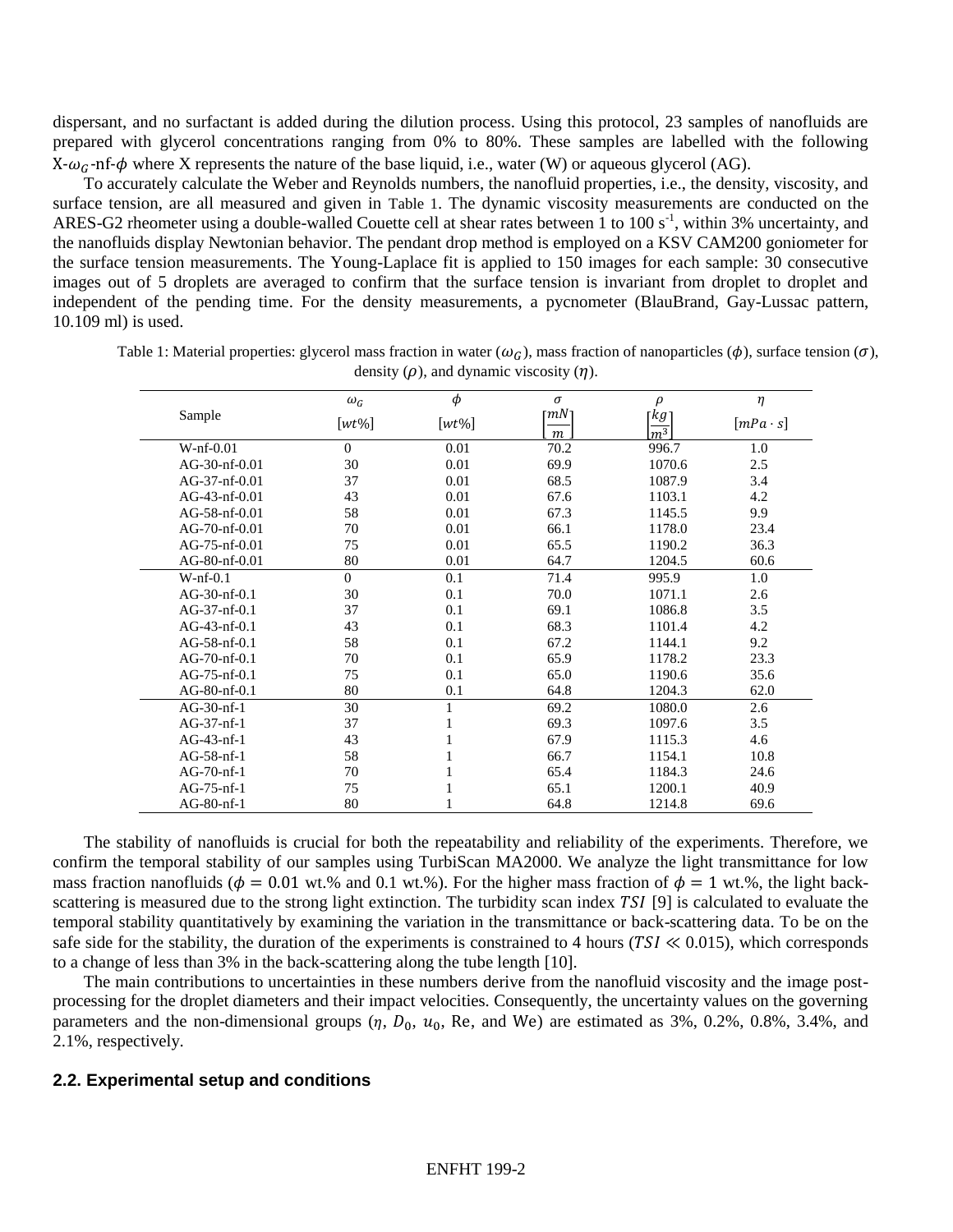dispersant, and no surfactant is added during the dilution process. Using this protocol, 23 samples of nanofluids are prepared with glycerol concentrations ranging from 0% to 80%. These samples are labelled with the following X-$\omega_G$-nf-$\phi$ where X represents the nature of the base liquid, i.e., water (W) or aqueous glycerol (AG).

To accurately calculate the Weber and Reynolds numbers, the nanofluid properties, i.e., the density, viscosity, and surface tension, are all measured and given in Table 1. The dynamic viscosity measurements are conducted on the ARES-G2 rheometer using a double-walled Couette cell at shear rates between 1 to 100 s$^{-1}$, within 3% uncertainty, and the nanofluids display Newtonian behavior. The pendant drop method is employed on a KSV CAM200 goniometer for the surface tension measurements. The Young-Laplace fit is applied to 150 images for each sample: 30 consecutive images out of 5 droplets are averaged to confirm that the surface tension is invariant from droplet to droplet and independent of the pending time. For the density measurements, a pycnometer (BlauBrand, Gay-Lussac pattern, 10.109 ml) is used.

Table 1: Material properties: glycerol mass fraction in water ($\omega_G$), mass fraction of nanoparticles ($\phi$), surface tension ($\sigma$), density ($\rho$), and dynamic viscosity ($\eta$).

| Sample | $\omega_G$ $[wt\%]$ | $\phi$ $[wt\%]$ | $\sigma$ $\left[\frac{mN}{m}\right]$ | $\rho$ $\left[\frac{kg}{m^3}\right]$ | $\eta$ $[mPa \cdot s]$ |
|---|---|---|---|---|---|
| W-nf-0.01 | 0 | 0.01 | 70.2 | 996.7 | 1.0 |
| AG-30-nf-0.01 | 30 | 0.01 | 69.9 | 1070.6 | 2.5 |
| AG-37-nf-0.01 | 37 | 0.01 | 68.5 | 1087.9 | 3.4 |
| AG-43-nf-0.01 | 43 | 0.01 | 67.6 | 1103.1 | 4.2 |
| AG-58-nf-0.01 | 58 | 0.01 | 67.3 | 1145.5 | 9.9 |
| AG-70-nf-0.01 | 70 | 0.01 | 66.1 | 1178.0 | 23.4 |
| AG-75-nf-0.01 | 75 | 0.01 | 65.5 | 1190.2 | 36.3 |
| AG-80-nf-0.01 | 80 | 0.01 | 64.7 | 1204.5 | 60.6 |
| W-nf-0.1 | 0 | 0.1 | 71.4 | 995.9 | 1.0 |
| AG-30-nf-0.1 | 30 | 0.1 | 70.0 | 1071.1 | 2.6 |
| AG-37-nf-0.1 | 37 | 0.1 | 69.1 | 1086.8 | 3.5 |
| AG-43-nf-0.1 | 43 | 0.1 | 68.3 | 1101.4 | 4.2 |
| AG-58-nf-0.1 | 58 | 0.1 | 67.2 | 1144.1 | 9.2 |
| AG-70-nf-0.1 | 70 | 0.1 | 65.9 | 1178.2 | 23.3 |
| AG-75-nf-0.1 | 75 | 0.1 | 65.0 | 1190.6 | 35.6 |
| AG-80-nf-0.1 | 80 | 0.1 | 64.8 | 1204.3 | 62.0 |
| AG-30-nf-1 | 30 | 1 | 69.2 | 1080.0 | 2.6 |
| AG-37-nf-1 | 37 | 1 | 69.3 | 1097.6 | 3.5 |
| AG-43-nf-1 | 43 | 1 | 67.9 | 1115.3 | 4.6 |
| AG-58-nf-1 | 58 | 1 | 66.7 | 1154.1 | 10.8 |
| AG-70-nf-1 | 70 | 1 | 65.4 | 1184.3 | 24.6 |
| AG-75-nf-1 | 75 | 1 | 65.1 | 1200.1 | 40.9 |
| AG-80-nf-1 | 80 | 1 | 64.8 | 1214.8 | 69.6 |

The stability of nanofluids is crucial for both the repeatability and reliability of the experiments. Therefore, we confirm the temporal stability of our samples using TurbiScan MA2000. We analyze the light transmittance for low mass fraction nanofluids ($\phi = 0.01$ wt.% and 0.1 wt.%). For the higher mass fraction of $\phi = 1$ wt.%, the light back-scattering is measured due to the strong light extinction. The turbidity scan index $TSI$ [9] is calculated to evaluate the temporal stability quantitatively by examining the variation in the transmittance or back-scattering data. To be on the safe side for the stability, the duration of the experiments is constrained to 4 hours ($TSI \ll 0.015$), which corresponds to a change of less than 3% in the back-scattering along the tube length [10].

The main contributions to uncertainties in these numbers derive from the nanofluid viscosity and the image post-processing for the droplet diameters and their impact velocities. Consequently, the uncertainty values on the governing parameters and the non-dimensional groups ($\eta$, $D_0$, $u_0$, Re, and We) are estimated as 3%, 0.2%, 0.8%, 3.4%, and 2.1%, respectively.

### 2.2. Experimental setup and conditions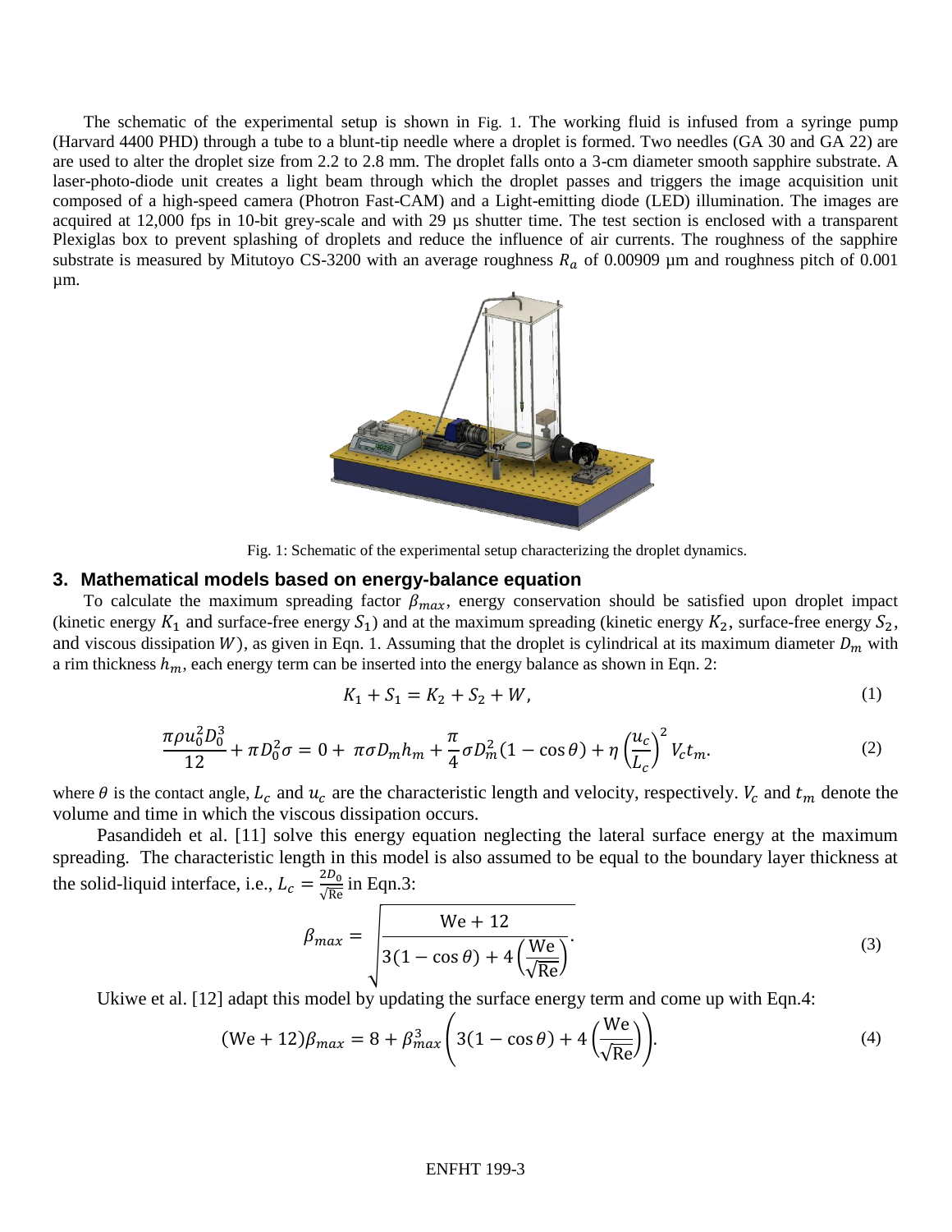The schematic of the experimental setup is shown in Fig. 1. The working fluid is infused from a syringe pump (Harvard 4400 PHD) through a tube to a blunt-tip needle where a droplet is formed. Two needles (GA 30 and GA 22) are are used to alter the droplet size from 2.2 to 2.8 mm. The droplet falls onto a 3-cm diameter smooth sapphire substrate. A laser-photo-diode unit creates a light beam through which the droplet passes and triggers the image acquisition unit composed of a high-speed camera (Photron Fast-CAM) and a Light-emitting diode (LED) illumination. The images are acquired at 12,000 fps in 10-bit grey-scale and with 29 µs shutter time. The test section is enclosed with a transparent Plexiglas box to prevent splashing of droplets and reduce the influence of air currents. The roughness of the sapphire substrate is measured by Mitutoyo CS-3200 with an average roughness $R_a$ of 0.00909 µm and roughness pitch of 0.001 µm.

Fig. 1: Schematic of the experimental setup characterizing the droplet dynamics.

## 3. Mathematical models based on energy-balance equation

To calculate the maximum spreading factor $\beta_{max}$, energy conservation should be satisfied upon droplet impact (kinetic energy $K_1$ and surface-free energy $S_1$) and at the maximum spreading (kinetic energy $K_2$, surface-free energy $S_2$, and viscous dissipation $W$), as given in Eqn. 1. Assuming that the droplet is cylindrical at its maximum diameter $D_m$ with a rim thickness $h_m$, each energy term can be inserted into the energy balance as shown in Eqn. 2:

$$K_1 + S_1 = K_2 + S_2 + W, \tag{1}$$

$$\frac{\pi \rho u_0^2 D_0^3}{12} + \pi D_0^2 \sigma = 0 + \pi \sigma D_m h_m + \frac{\pi}{4} \sigma D_m^2 (1 - \cos\theta) + \eta \left(\frac{u_c}{L_c}\right)^2 V_c t_m. \tag{2}$$

where $\theta$ is the contact angle, $L_c$ and $u_c$ are the characteristic length and velocity, respectively. $V_c$ and $t_m$ denote the volume and time in which the viscous dissipation occurs.

Pasandideh et al. [11] solve this energy equation neglecting the lateral surface energy at the maximum spreading. The characteristic length in this model is also assumed to be equal to the boundary layer thickness at the solid-liquid interface, i.e., $L_c = \frac{2D_0}{\sqrt{\text{Re}}}$ in Eqn.3:

$$\beta_{max} = \sqrt{\frac{\text{We} + 12}{3(1 - \cos\theta) + 4\left(\frac{\text{We}}{\sqrt{\text{Re}}}\right)}}. \tag{3}$$

Ukiwe et al. [12] adapt this model by updating the surface energy term and come up with Eqn.4:

$$(\text{We} + 12)\beta_{max} = 8 + \beta_{max}^3 \left(3(1 - \cos\theta) + 4\left(\frac{\text{We}}{\sqrt{\text{Re}}}\right)\right). \tag{4}$$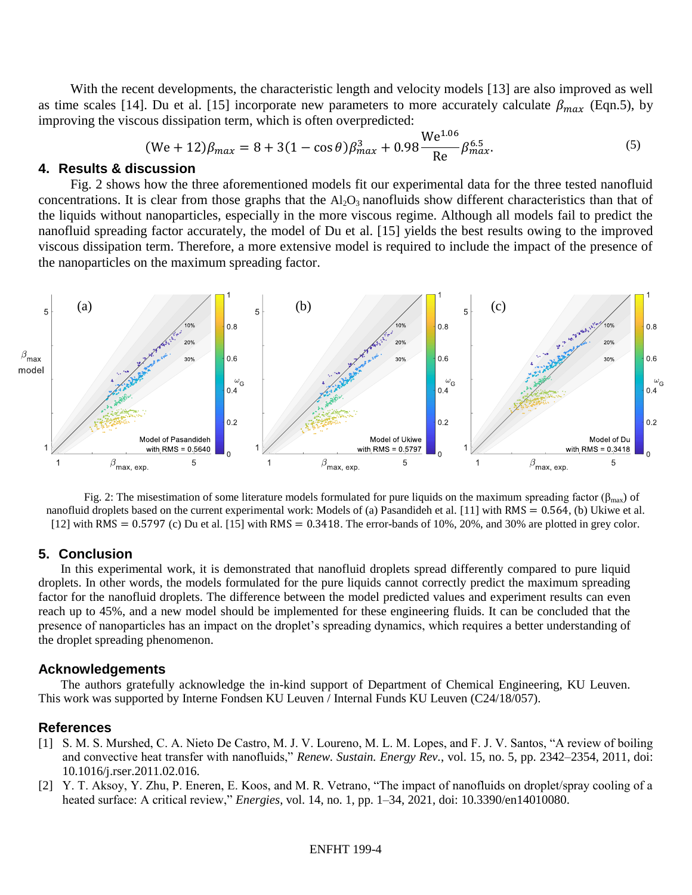With the recent developments, the characteristic length and velocity models [13] are also improved as well as time scales [14]. Du et al. [15] incorporate new parameters to more accurately calculate $\beta_{max}$ (Eqn.5), by improving the viscous dissipation term, which is often overpredicted:

$$(\mathrm{We}+12)\beta_{max} = 8 + 3(1-\cos\theta)\beta_{max}^{3} + 0.98\frac{\mathrm{We}^{1.06}}{\mathrm{Re}}\beta_{max}^{6.5}. \tag{5}$$

## 4. Results & discussion

Fig. 2 shows how the three aforementioned models fit our experimental data for the three tested nanofluid concentrations. It is clear from those graphs that the $Al_2O_3$ nanofluids show different characteristics than that of the liquids without nanoparticles, especially in the more viscous regime. Although all models fail to predict the nanofluid spreading factor accurately, the model of Du et al. [15] yields the best results owing to the improved viscous dissipation term. Therefore, a more extensive model is required to include the impact of the presence of the nanoparticles on the maximum spreading factor.

Fig. 2: The misestimation of some literature models formulated for pure liquids on the maximum spreading factor ($\beta_{max}$) of nanofluid droplets based on the current experimental work: Models of (a) Pasandideh et al. [11] with RMS = 0.564, (b) Ukiwe et al. [12] with RMS = 0.5797 (c) Du et al. [15] with RMS = 0.3418. The error-bands of 10%, 20%, and 30% are plotted in grey color.

## 5. Conclusion

In this experimental work, it is demonstrated that nanofluid droplets spread differently compared to pure liquid droplets. In other words, the models formulated for the pure liquids cannot correctly predict the maximum spreading factor for the nanofluid droplets. The difference between the model predicted values and experiment results can even reach up to 45%, and a new model should be implemented for these engineering fluids. It can be concluded that the presence of nanoparticles has an impact on the droplet's spreading dynamics, which requires a better understanding of the droplet spreading phenomenon.

## Acknowledgements

The authors gratefully acknowledge the in-kind support of Department of Chemical Engineering, KU Leuven. This work was supported by Interne Fondsen KU Leuven / Internal Funds KU Leuven (C24/18/057).

## References

[1] S. M. S. Murshed, C. A. Nieto De Castro, M. J. V. Loureno, M. L. M. Lopes, and F. J. V. Santos, "A review of boiling and convective heat transfer with nanofluids," *Renew. Sustain. Energy Rev.*, vol. 15, no. 5, pp. 2342–2354, 2011, doi: 10.1016/j.rser.2011.02.016.

[2] Y. T. Aksoy, Y. Zhu, P. Eneren, E. Koos, and M. R. Vetrano, "The impact of nanofluids on droplet/spray cooling of a heated surface: A critical review," *Energies*, vol. 14, no. 1, pp. 1–34, 2021, doi: 10.3390/en14010080.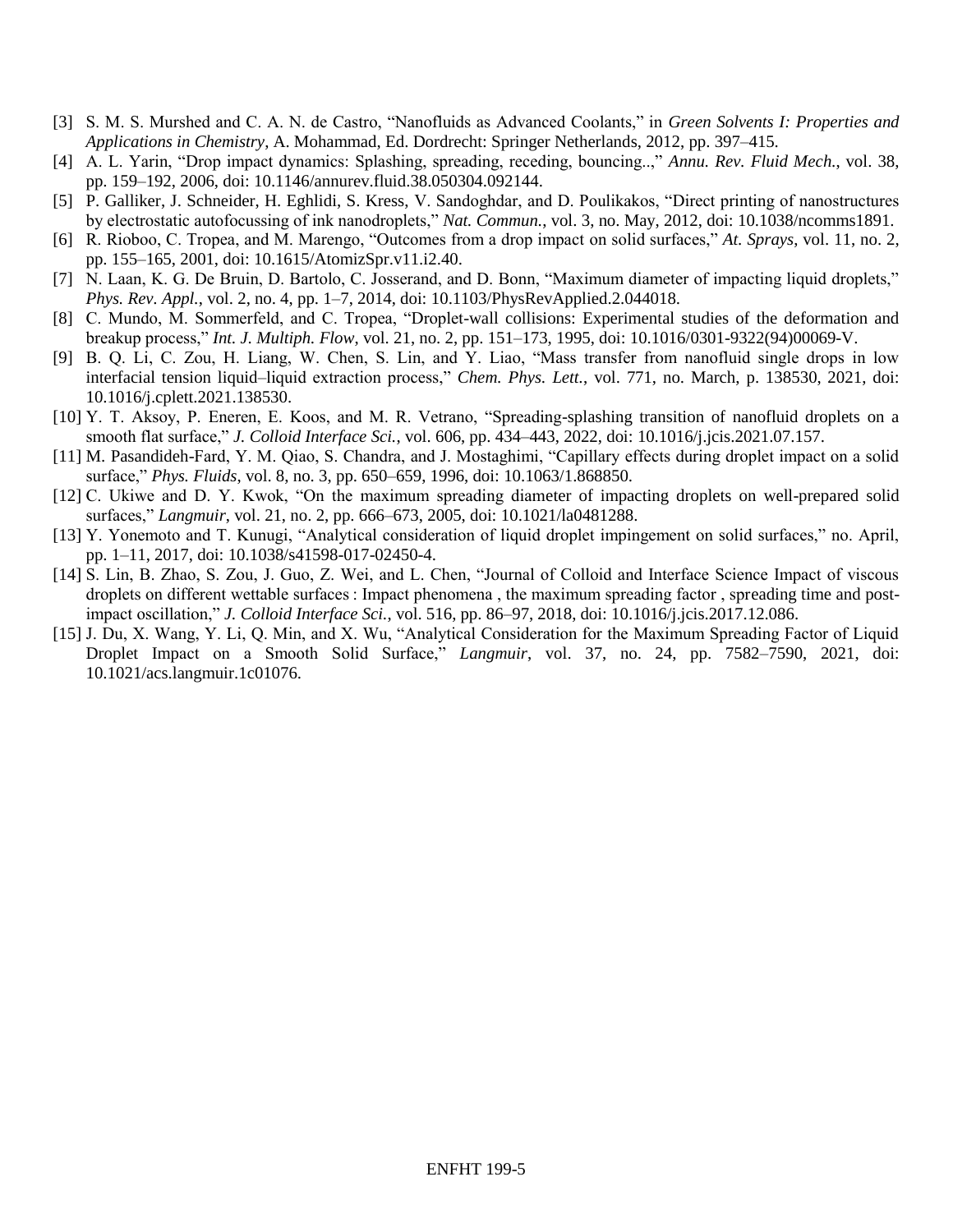[3] S. M. S. Murshed and C. A. N. de Castro, "Nanofluids as Advanced Coolants," in *Green Solvents I: Properties and Applications in Chemistry*, A. Mohammad, Ed. Dordrecht: Springer Netherlands, 2012, pp. 397–415.

[4] A. L. Yarin, "Drop impact dynamics: Splashing, spreading, receding, bouncing..," *Annu. Rev. Fluid Mech.*, vol. 38, pp. 159–192, 2006, doi: 10.1146/annurev.fluid.38.050304.092144.

[5] P. Galliker, J. Schneider, H. Eghlidi, S. Kress, V. Sandoghdar, and D. Poulikakos, "Direct printing of nanostructures by electrostatic autofocussing of ink nanodroplets," *Nat. Commun.*, vol. 3, no. May, 2012, doi: 10.1038/ncomms1891.

[6] R. Rioboo, C. Tropea, and M. Marengo, "Outcomes from a drop impact on solid surfaces," *At. Sprays*, vol. 11, no. 2, pp. 155–165, 2001, doi: 10.1615/AtomizSpr.v11.i2.40.

[7] N. Laan, K. G. De Bruin, D. Bartolo, C. Josserand, and D. Bonn, "Maximum diameter of impacting liquid droplets," *Phys. Rev. Appl.*, vol. 2, no. 4, pp. 1–7, 2014, doi: 10.1103/PhysRevApplied.2.044018.

[8] C. Mundo, M. Sommerfeld, and C. Tropea, "Droplet-wall collisions: Experimental studies of the deformation and breakup process," *Int. J. Multiph. Flow*, vol. 21, no. 2, pp. 151–173, 1995, doi: 10.1016/0301-9322(94)00069-V.

[9] B. Q. Li, C. Zou, H. Liang, W. Chen, S. Lin, and Y. Liao, "Mass transfer from nanofluid single drops in low interfacial tension liquid–liquid extraction process," *Chem. Phys. Lett.*, vol. 771, no. March, p. 138530, 2021, doi: 10.1016/j.cplett.2021.138530.

[10] Y. T. Aksoy, P. Eneren, E. Koos, and M. R. Vetrano, "Spreading-splashing transition of nanofluid droplets on a smooth flat surface," *J. Colloid Interface Sci.*, vol. 606, pp. 434–443, 2022, doi: 10.1016/j.jcis.2021.07.157.

[11] M. Pasandideh-Fard, Y. M. Qiao, S. Chandra, and J. Mostaghimi, "Capillary effects during droplet impact on a solid surface," *Phys. Fluids*, vol. 8, no. 3, pp. 650–659, 1996, doi: 10.1063/1.868850.

[12] C. Ukiwe and D. Y. Kwok, "On the maximum spreading diameter of impacting droplets on well-prepared solid surfaces," *Langmuir*, vol. 21, no. 2, pp. 666–673, 2005, doi: 10.1021/la0481288.

[13] Y. Yonemoto and T. Kunugi, "Analytical consideration of liquid droplet impingement on solid surfaces," no. April, pp. 1–11, 2017, doi: 10.1038/s41598-017-02450-4.

[14] S. Lin, B. Zhao, S. Zou, J. Guo, Z. Wei, and L. Chen, "Journal of Colloid and Interface Science Impact of viscous droplets on different wettable surfaces : Impact phenomena , the maximum spreading factor , spreading time and post-impact oscillation," *J. Colloid Interface Sci.*, vol. 516, pp. 86–97, 2018, doi: 10.1016/j.jcis.2017.12.086.

[15] J. Du, X. Wang, Y. Li, Q. Min, and X. Wu, "Analytical Consideration for the Maximum Spreading Factor of Liquid Droplet Impact on a Smooth Solid Surface," *Langmuir*, vol. 37, no. 24, pp. 7582–7590, 2021, doi: 10.1021/acs.langmuir.1c01076.